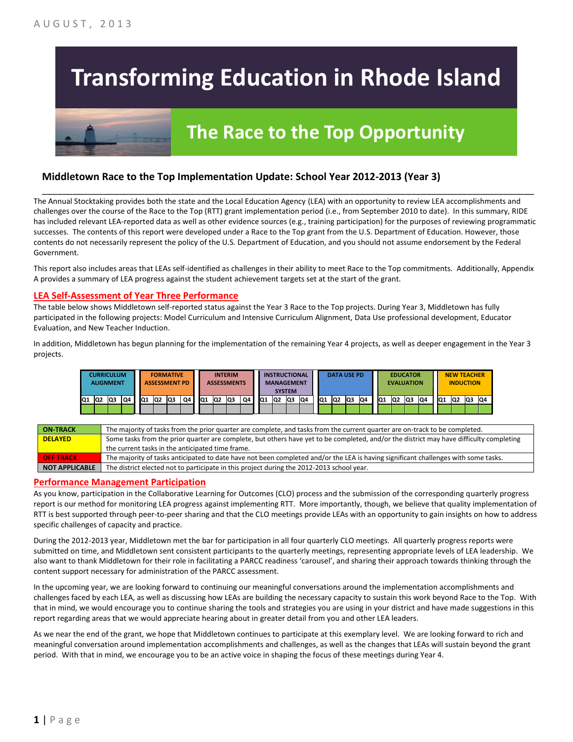AUGUST, 2013

# Transforming Education in Rhode Island

## The Race to the Top Opportunity

### Middletown Race to the Top Implementation Update: School Year 2012-2013 (Year 3)

The Annual Stocktaking provides both the state and the Local Education Agency (LEA) with an opportunity to review LEA accomplishments and challenges over the course of the Race to the Top (RTT) grant implementation period (i.e., from September 2010 to date). In this summary, RIDE has included relevant LEA-reported data as well as other evidence sources (e.g., training participation) for the purposes of reviewing programmatic successes. The contents of this report were developed under a Race to the Top grant from the U.S. Department of Education. However, those contents do not necessarily represent the policy of the U.S. Department of Education, and you should not assume endorsement by the Federal Government.

This report also includes areas that LEAs self-identified as challenges in their ability to meet Race to the Top commitments. Additionally, Appendix A provides a summary of LEA progress against the student achievement targets set at the start of the grant.

### LEA Self-Assessment of Year Three Performance

The table below shows Middletown self-reported status against the Year 3 Race to the Top projects. During Year 3, Middletown has fully participated in the following projects: Model Curriculum and Intensive Curriculum Alignment, Data Use professional development, Educator Evaluation, and New Teacher Induction.

In addition, Middletown has begun planning for the implementation of the remaining Year 4 projects, as well as deeper engagement in the Year 3 projects.

| CURRICULUM ALIGNMENT | | | | FORMATIVE ASSESSMENT PD | | | | INTERIM ASSESSMENTS | | | | INSTRUCTIONAL MANAGEMENT SYSTEM | | | | DATA USE PD | | | | EDUCATOR EVALUATION | | | | NEW TEACHER INDUCTION | | | |
|---|---|---|---|---|---|---|---|---|---|---|---|---|---|---|---|---|---|---|---|---|---|---|---|---|---|---|---|
| Q1 | Q2 | Q3 | Q4 | Q1 | Q2 | Q3 | Q4 | Q1 | Q2 | Q3 | Q4 | Q1 | Q2 | Q3 | Q4 | Q1 | Q2 | Q3 | Q4 | Q1 | Q2 | Q3 | Q4 | Q1 | Q2 | Q3 | Q4 |
| On-Track | On-Track | On-Track | On-Track | Not Applicable | Not Applicable | Not Applicable | Not Applicable | Not Applicable | Not Applicable | Not Applicable | Not Applicable | Not Applicable | Not Applicable | Not Applicable | Not Applicable | On-Track | On-Track | On-Track | On-Track | On-Track | On-Track | On-Track | On-Track | On-Track | On-Track | On-Track | On-Track |

| | |
|---|---|
| **ON-TRACK** | The majority of tasks from the prior quarter are complete, and tasks from the current quarter are on-track to be completed. |
| **DELAYED** | Some tasks from the prior quarter are complete, but others have yet to be completed, and/or the district may have difficulty completing the current tasks in the anticipated time frame. |
| **OFF TRACK** | The majority of tasks anticipated to date have not been completed and/or the LEA is having significant challenges with some tasks. |
| **NOT APPLICABLE** | The district elected not to participate in this project during the 2012-2013 school year. |

### Performance Management Participation

As you know, participation in the Collaborative Learning for Outcomes (CLO) process and the submission of the corresponding quarterly progress report is our method for monitoring LEA progress against implementing RTT. More importantly, though, we believe that quality implementation of RTT is best supported through peer-to-peer sharing and that the CLO meetings provide LEAs with an opportunity to gain insights on how to address specific challenges of capacity and practice.

During the 2012-2013 year, Middletown met the bar for participation in all four quarterly CLO meetings. All quarterly progress reports were submitted on time, and Middletown sent consistent participants to the quarterly meetings, representing appropriate levels of LEA leadership. We also want to thank Middletown for their role in facilitating a PARCC readiness 'carousel', and sharing their approach towards thinking through the content support necessary for administration of the PARCC assessment.

In the upcoming year, we are looking forward to continuing our meaningful conversations around the implementation accomplishments and challenges faced by each LEA, as well as discussing how LEAs are building the necessary capacity to sustain this work beyond Race to the Top. With that in mind, we would encourage you to continue sharing the tools and strategies you are using in your district and have made suggestions in this report regarding areas that we would appreciate hearing about in greater detail from you and other LEA leaders.

As we near the end of the grant, we hope that Middletown continues to participate at this exemplary level. We are looking forward to rich and meaningful conversation around implementation accomplishments and challenges, as well as the changes that LEAs will sustain beyond the grant period. With that in mind, we encourage you to be an active voice in shaping the focus of these meetings during Year 4.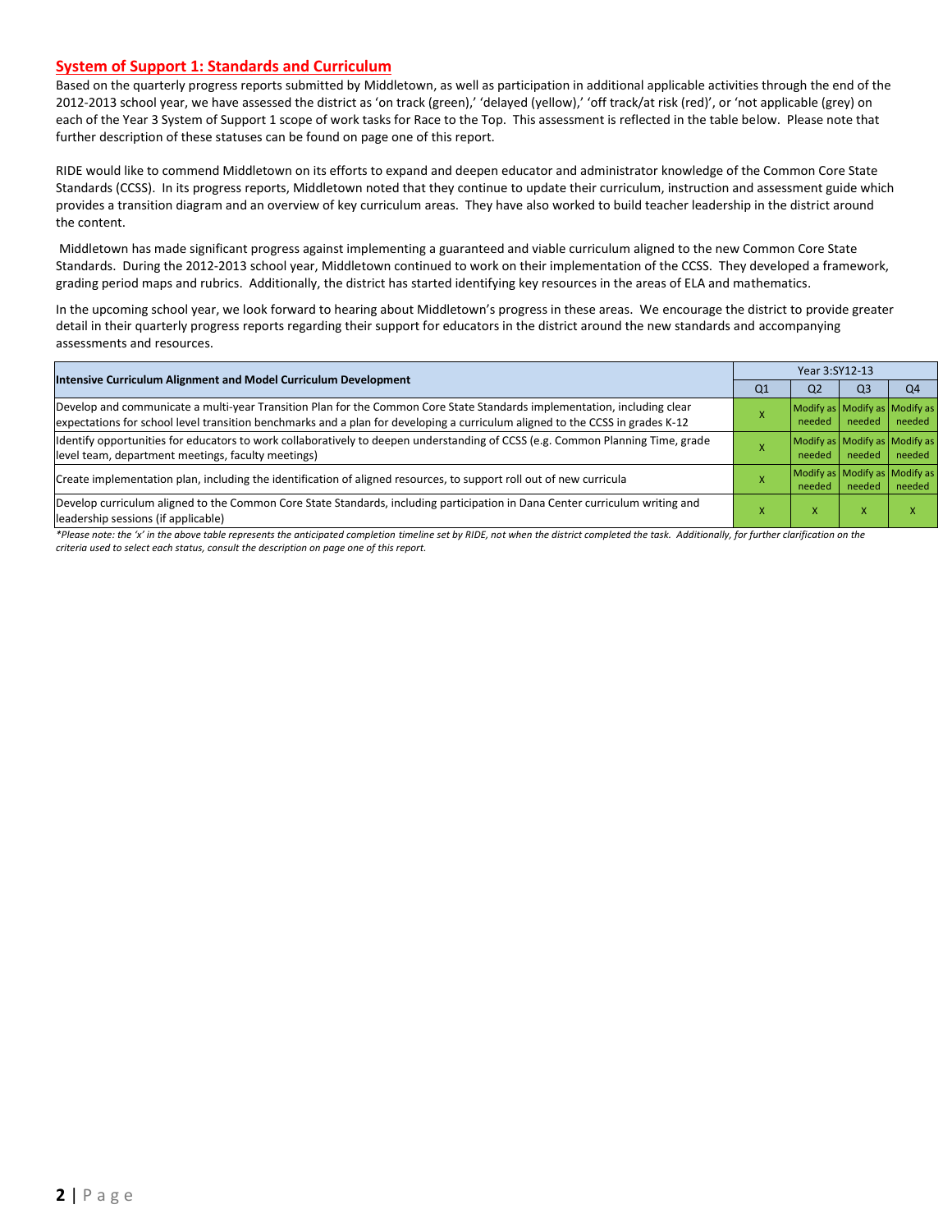## System of Support 1: Standards and Curriculum

Based on the quarterly progress reports submitted by Middletown, as well as participation in additional applicable activities through the end of the 2012-2013 school year, we have assessed the district as 'on track (green),' 'delayed (yellow),' 'off track/at risk (red)', or 'not applicable (grey) on each of the Year 3 System of Support 1 scope of work tasks for Race to the Top. This assessment is reflected in the table below. Please note that further description of these statuses can be found on page one of this report.

RIDE would like to commend Middletown on its efforts to expand and deepen educator and administrator knowledge of the Common Core State Standards (CCSS). In its progress reports, Middletown noted that they continue to update their curriculum, instruction and assessment guide which provides a transition diagram and an overview of key curriculum areas. They have also worked to build teacher leadership in the district around the content.

Middletown has made significant progress against implementing a guaranteed and viable curriculum aligned to the new Common Core State Standards. During the 2012-2013 school year, Middletown continued to work on their implementation of the CCSS. They developed a framework, grading period maps and rubrics. Additionally, the district has started identifying key resources in the areas of ELA and mathematics.

In the upcoming school year, we look forward to hearing about Middletown's progress in these areas. We encourage the district to provide greater detail in their quarterly progress reports regarding their support for educators in the district around the new standards and accompanying assessments and resources.

| Intensive Curriculum Alignment and Model Curriculum Development | Year 3:SY12-13 | | | |
|---|---|---|---|---|
| | Q1 | Q2 | Q3 | Q4 |
| Develop and communicate a multi-year Transition Plan for the Common Core State Standards implementation, including clear expectations for school level transition benchmarks and a plan for developing a curriculum aligned to the CCSS in grades K-12 | X | Modify as needed | Modify as needed | Modify as needed |
| Identify opportunities for educators to work collaboratively to deepen understanding of CCSS (e.g. Common Planning Time, grade level team, department meetings, faculty meetings) | X | Modify as needed | Modify as needed | Modify as needed |
| Create implementation plan, including the identification of aligned resources, to support roll out of new curricula | X | Modify as needed | Modify as needed | Modify as needed |
| Develop curriculum aligned to the Common Core State Standards, including participation in Dana Center curriculum writing and leadership sessions (if applicable) | X | X | X | X |

*\*Please note: the 'x' in the above table represents the anticipated completion timeline set by RIDE, not when the district completed the task. Additionally, for further clarification on the criteria used to select each status, consult the description on page one of this report.*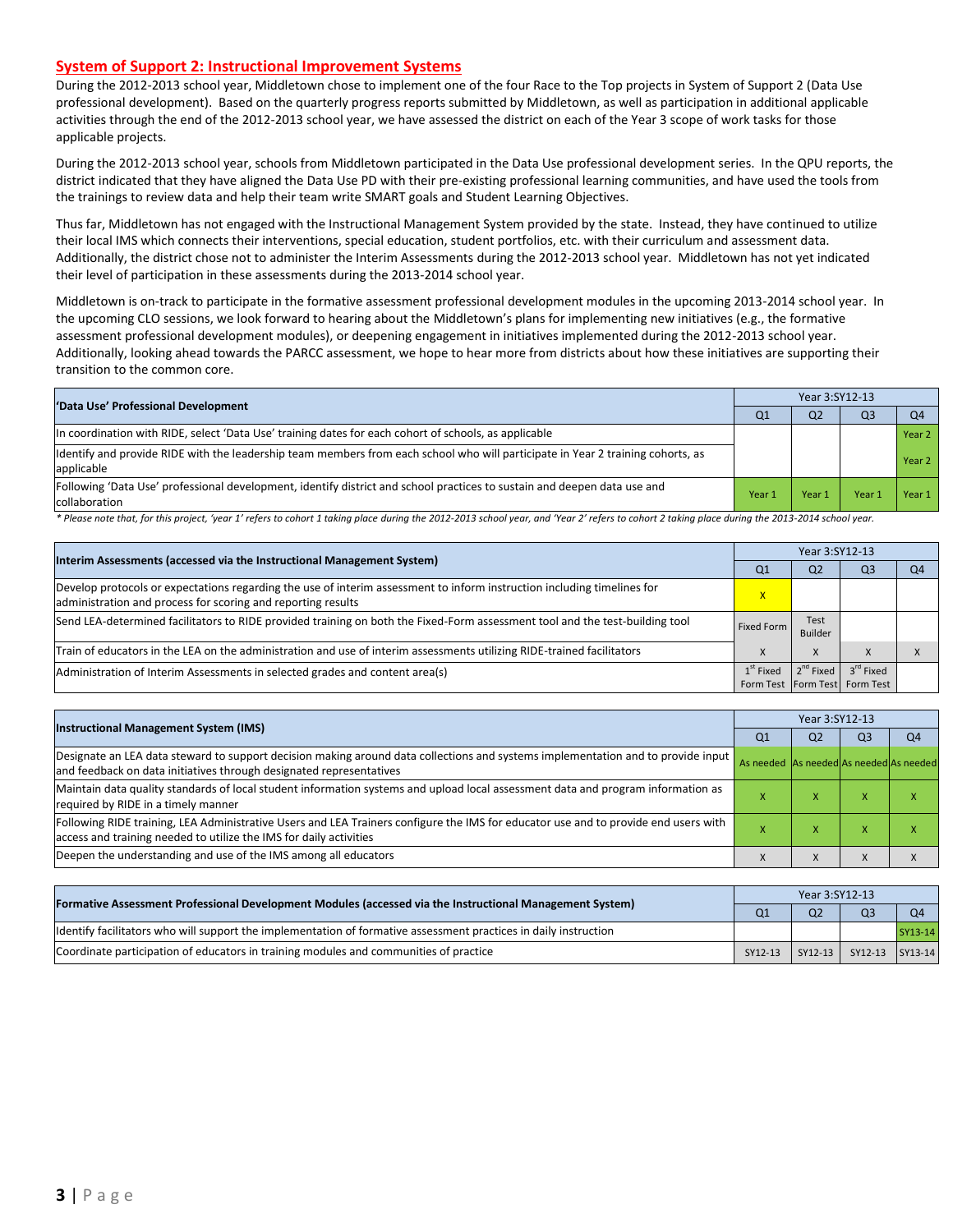## System of Support 2: Instructional Improvement Systems

During the 2012-2013 school year, Middletown chose to implement one of the four Race to the Top projects in System of Support 2 (Data Use professional development). Based on the quarterly progress reports submitted by Middletown, as well as participation in additional applicable activities through the end of the 2012-2013 school year, we have assessed the district on each of the Year 3 scope of work tasks for those applicable projects.

During the 2012-2013 school year, schools from Middletown participated in the Data Use professional development series. In the QPU reports, the district indicated that they have aligned the Data Use PD with their pre-existing professional learning communities, and have used the tools from the trainings to review data and help their team write SMART goals and Student Learning Objectives.

Thus far, Middletown has not engaged with the Instructional Management System provided by the state. Instead, they have continued to utilize their local IMS which connects their interventions, special education, student portfolios, etc. with their curriculum and assessment data. Additionally, the district chose not to administer the Interim Assessments during the 2012-2013 school year. Middletown has not yet indicated their level of participation in these assessments during the 2013-2014 school year.

Middletown is on-track to participate in the formative assessment professional development modules in the upcoming 2013-2014 school year. In the upcoming CLO sessions, we look forward to hearing about the Middletown's plans for implementing new initiatives (e.g., the formative assessment professional development modules), or deepening engagement in initiatives implemented during the 2012-2013 school year. Additionally, looking ahead towards the PARCC assessment, we hope to hear more from districts about how these initiatives are supporting their transition to the common core.

| 'Data Use' Professional Development | Year 3:SY12-13 | | | |
|---|---|---|---|---|
| | Q1 | Q2 | Q3 | Q4 |
| In coordination with RIDE, select 'Data Use' training dates for each cohort of schools, as applicable | | | | Year 2 |
| Identify and provide RIDE with the leadership team members from each school who will participate in Year 2 training cohorts, as applicable | | | | Year 2 |
| Following 'Data Use' professional development, identify district and school practices to sustain and deepen data use and collaboration | Year 1 | Year 1 | Year 1 | Year 1 |

*\* Please note that, for this project, 'year 1' refers to cohort 1 taking place during the 2012-2013 school year, and 'Year 2' refers to cohort 2 taking place during the 2013-2014 school year.*

| Interim Assessments (accessed via the Instructional Management System) | Year 3:SY12-13 | | | |
|---|---|---|---|---|
| | Q1 | Q2 | Q3 | Q4 |
| Develop protocols or expectations regarding the use of interim assessment to inform instruction including timelines for administration and process for scoring and reporting results | x | | | |
| Send LEA-determined facilitators to RIDE provided training on both the Fixed-Form assessment tool and the test-building tool | Fixed Form | Test Builder | | |
| Train of educators in the LEA on the administration and use of interim assessments utilizing RIDE-trained facilitators | x | x | x | x |
| Administration of Interim Assessments in selected grades and content area(s) | 1st Fixed Form Test | 2nd Fixed Form Test | 3rd Fixed Form Test | |

| Instructional Management System (IMS) | Year 3:SY12-13 | | | |
|---|---|---|---|---|
| | Q1 | Q2 | Q3 | Q4 |
| Designate an LEA data steward to support decision making around data collections and systems implementation and to provide input and feedback on data initiatives through designated representatives | As needed | As needed | As needed | As needed |
| Maintain data quality standards of local student information systems and upload local assessment data and program information as required by RIDE in a timely manner | x | x | x | x |
| Following RIDE training, LEA Administrative Users and LEA Trainers configure the IMS for educator use and to provide end users with access and training needed to utilize the IMS for daily activities | x | x | x | x |
| Deepen the understanding and use of the IMS among all educators | x | x | x | x |

| Formative Assessment Professional Development Modules (accessed via the Instructional Management System) | Year 3:SY12-13 | | | |
|---|---|---|---|---|
| | Q1 | Q2 | Q3 | Q4 |
| Identify facilitators who will support the implementation of formative assessment practices in daily instruction | | | | SY13-14 |
| Coordinate participation of educators in training modules and communities of practice | SY12-13 | SY12-13 | SY12-13 | SY13-14 |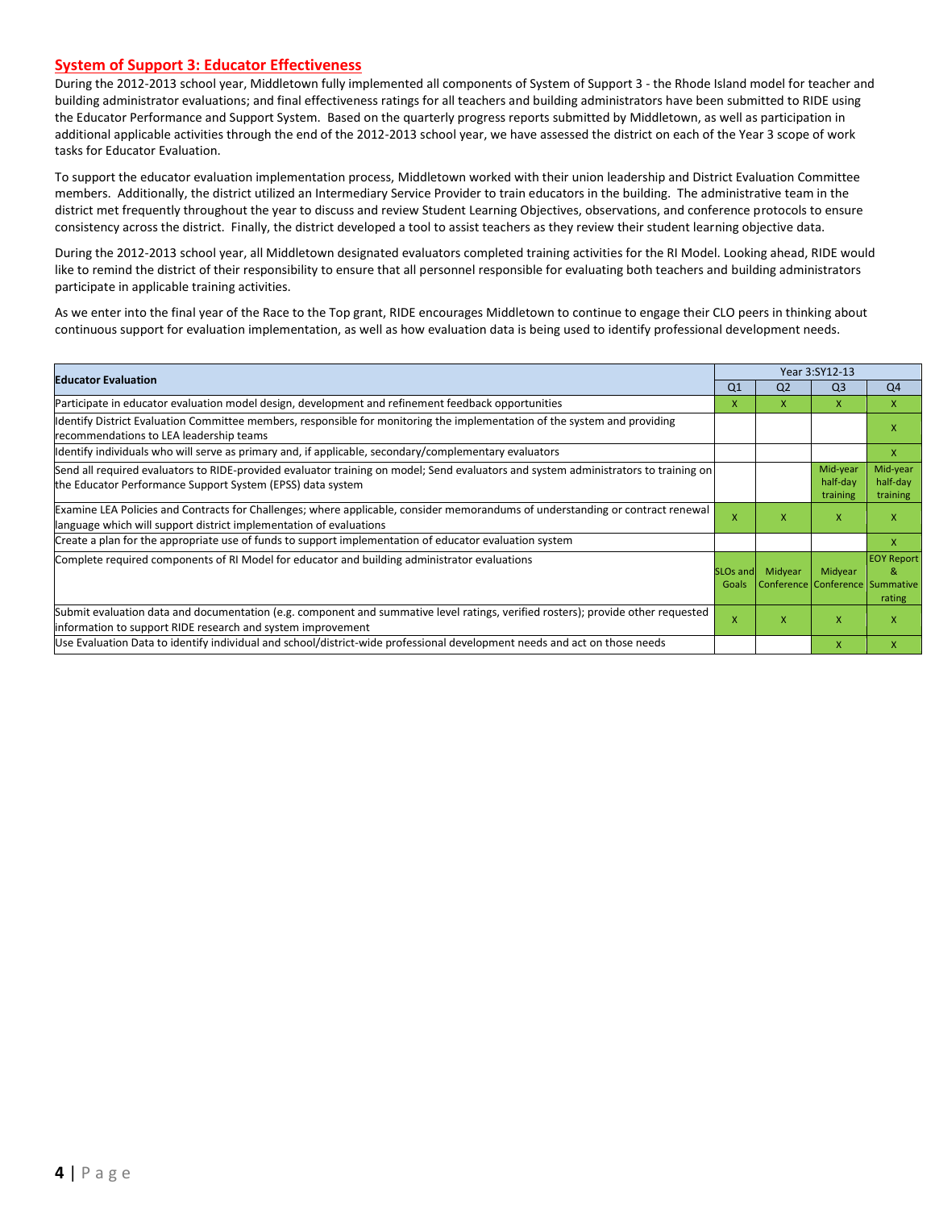## System of Support 3: Educator Effectiveness

During the 2012-2013 school year, Middletown fully implemented all components of System of Support 3 - the Rhode Island model for teacher and building administrator evaluations; and final effectiveness ratings for all teachers and building administrators have been submitted to RIDE using the Educator Performance and Support System. Based on the quarterly progress reports submitted by Middletown, as well as participation in additional applicable activities through the end of the 2012-2013 school year, we have assessed the district on each of the Year 3 scope of work tasks for Educator Evaluation.

To support the educator evaluation implementation process, Middletown worked with their union leadership and District Evaluation Committee members. Additionally, the district utilized an Intermediary Service Provider to train educators in the building. The administrative team in the district met frequently throughout the year to discuss and review Student Learning Objectives, observations, and conference protocols to ensure consistency across the district. Finally, the district developed a tool to assist teachers as they review their student learning objective data.

During the 2012-2013 school year, all Middletown designated evaluators completed training activities for the RI Model. Looking ahead, RIDE would like to remind the district of their responsibility to ensure that all personnel responsible for evaluating both teachers and building administrators participate in applicable training activities.

As we enter into the final year of the Race to the Top grant, RIDE encourages Middletown to continue to engage their CLO peers in thinking about continuous support for evaluation implementation, as well as how evaluation data is being used to identify professional development needs.

| Educator Evaluation | Year 3:SY12-13 | | | |
|---|---|---|---|---|
| | Q1 | Q2 | Q3 | Q4 |
| Participate in educator evaluation model design, development and refinement feedback opportunities | x | x | x | x |
| Identify District Evaluation Committee members, responsible for monitoring the implementation of the system and providing recommendations to LEA leadership teams | | | | x |
| Identify individuals who will serve as primary and, if applicable, secondary/complementary evaluators | | | | x |
| Send all required evaluators to RIDE-provided evaluator training on model; Send evaluators and system administrators to training on the Educator Performance Support System (EPSS) data system | | | Mid-year half-day training | Mid-year half-day training |
| Examine LEA Policies and Contracts for Challenges; where applicable, consider memorandums of understanding or contract renewal language which will support district implementation of evaluations | x | x | x | x |
| Create a plan for the appropriate use of funds to support implementation of educator evaluation system | | | | x |
| Complete required components of RI Model for educator and building administrator evaluations | SLOs and Goals | Midyear Conference | Midyear Conference | EOY Report & Summative rating |
| Submit evaluation data and documentation (e.g. component and summative level ratings, verified rosters); provide other requested information to support RIDE research and system improvement | x | x | x | x |
| Use Evaluation Data to identify individual and school/district-wide professional development needs and act on those needs | | | x | x |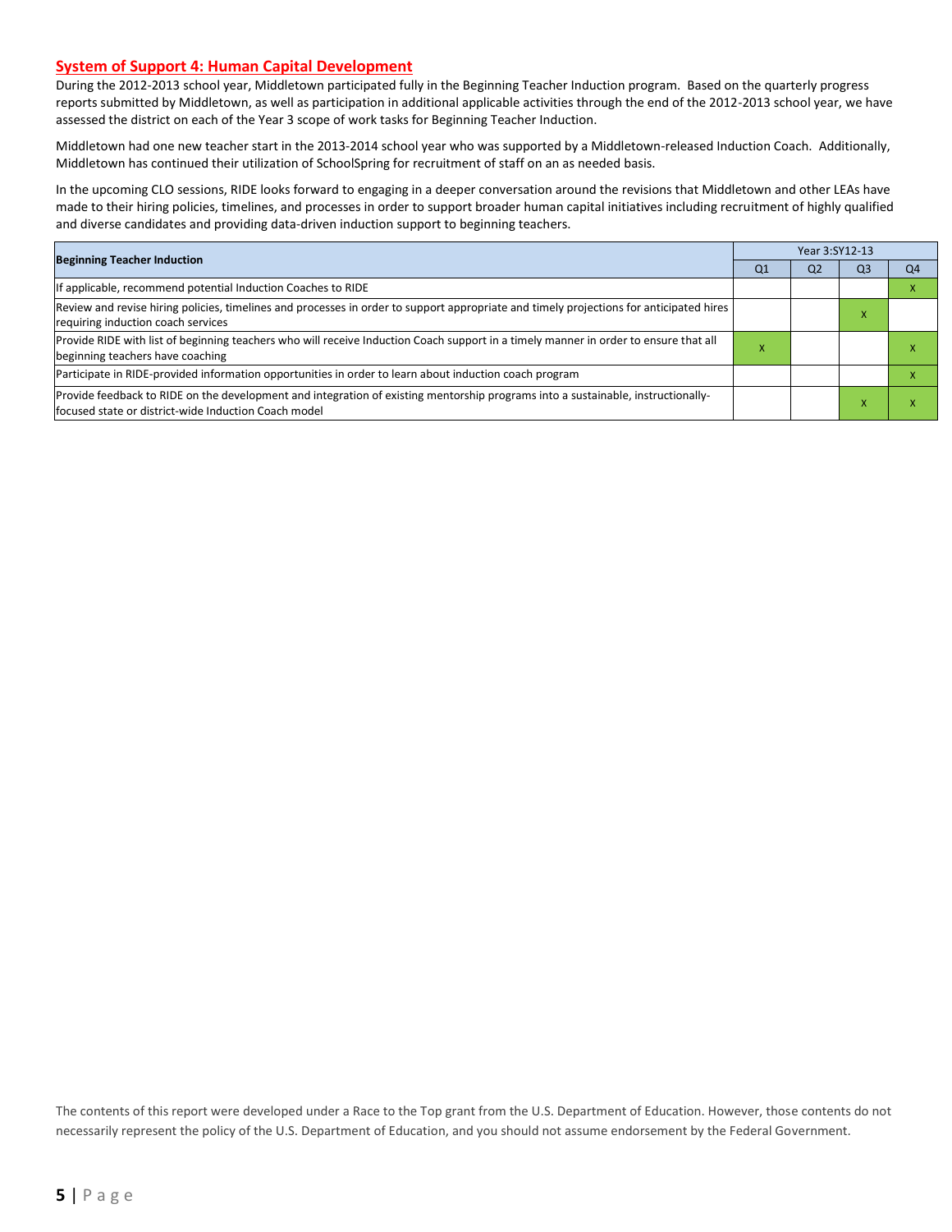## System of Support 4: Human Capital Development

During the 2012-2013 school year, Middletown participated fully in the Beginning Teacher Induction program. Based on the quarterly progress reports submitted by Middletown, as well as participation in additional applicable activities through the end of the 2012-2013 school year, we have assessed the district on each of the Year 3 scope of work tasks for Beginning Teacher Induction.

Middletown had one new teacher start in the 2013-2014 school year who was supported by a Middletown-released Induction Coach. Additionally, Middletown has continued their utilization of SchoolSpring for recruitment of staff on an as needed basis.

In the upcoming CLO sessions, RIDE looks forward to engaging in a deeper conversation around the revisions that Middletown and other LEAs have made to their hiring policies, timelines, and processes in order to support broader human capital initiatives including recruitment of highly qualified and diverse candidates and providing data-driven induction support to beginning teachers.

| Beginning Teacher Induction | Year 3:SY12-13 | | | |
|---|---|---|---|---|
| | Q1 | Q2 | Q3 | Q4 |
| If applicable, recommend potential Induction Coaches to RIDE | | | | x |
| Review and revise hiring policies, timelines and processes in order to support appropriate and timely projections for anticipated hires requiring induction coach services | | | x | |
| Provide RIDE with list of beginning teachers who will receive Induction Coach support in a timely manner in order to ensure that all beginning teachers have coaching | x | | | x |
| Participate in RIDE-provided information opportunities in order to learn about induction coach program | | | | x |
| Provide feedback to RIDE on the development and integration of existing mentorship programs into a sustainable, instructionally-focused state or district-wide Induction Coach model | | | x | x |

The contents of this report were developed under a Race to the Top grant from the U.S. Department of Education. However, those contents do not necessarily represent the policy of the U.S. Department of Education, and you should not assume endorsement by the Federal Government.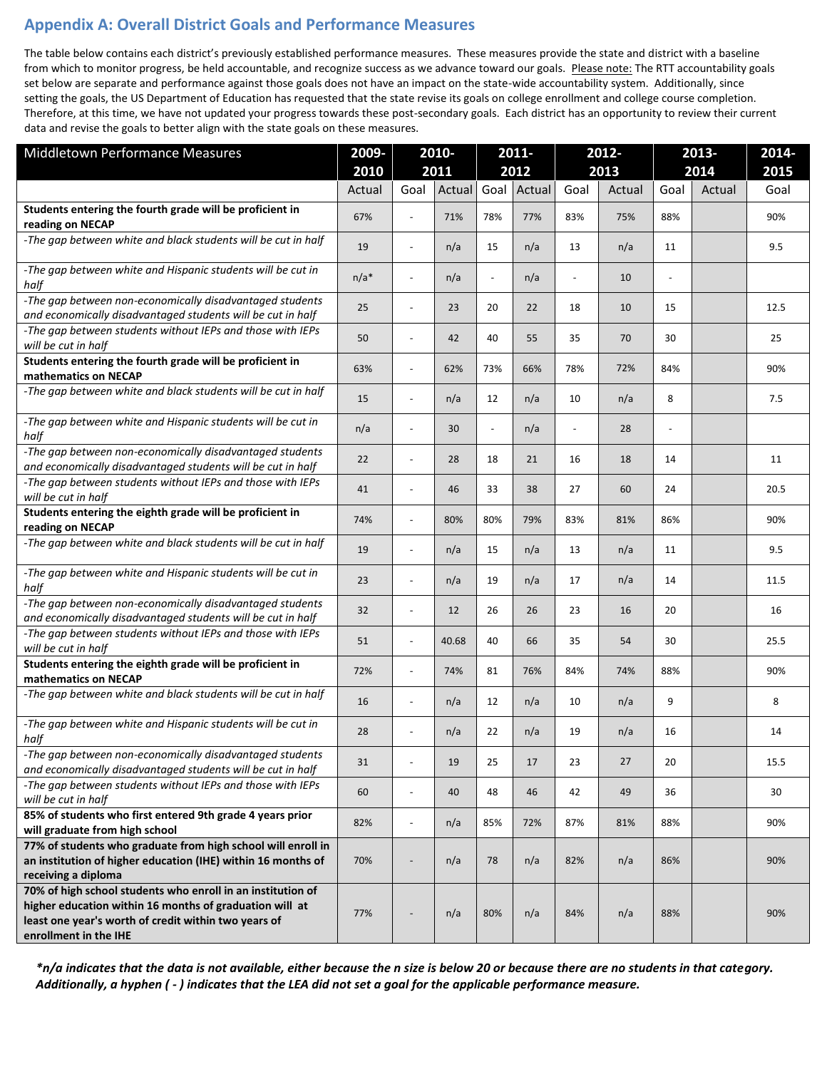## Appendix A: Overall District Goals and Performance Measures

The table below contains each district's previously established performance measures. These measures provide the state and district with a baseline from which to monitor progress, be held accountable, and recognize success as we advance toward our goals. Please note: The RTT accountability goals set below are separate and performance against those goals does not have an impact on the state-wide accountability system. Additionally, since setting the goals, the US Department of Education has requested that the state revise its goals on college enrollment and college course completion. Therefore, at this time, we have not updated your progress towards these post-secondary goals. Each district has an opportunity to review their current data and revise the goals to better align with the state goals on these measures.

| Middletown Performance Measures | 2009-2010 | 2010-2011 | | 2011-2012 | | 2012-2013 | | 2013-2014 | | 2014-2015 |
|---|---|---|---|---|---|---|---|---|---|---|
| | Actual | Goal | Actual | Goal | Actual | Goal | Actual | Goal | Actual | Goal |
| **Students entering the fourth grade will be proficient in reading on NECAP** | 67% | - | 71% | 78% | 77% | 83% | 75% | 88% | | 90% |
| *-The gap between white and black students will be cut in half* | 19 | - | n/a | 15 | n/a | 13 | n/a | 11 | | 9.5 |
| *-The gap between white and Hispanic students will be cut in half* | n/a* | - | n/a | - | n/a | - | 10 | - | | |
| *-The gap between non-economically disadvantaged students and economically disadvantaged students will be cut in half* | 25 | - | 23 | 20 | 22 | 18 | 10 | 15 | | 12.5 |
| *-The gap between students without IEPs and those with IEPs will be cut in half* | 50 | - | 42 | 40 | 55 | 35 | 70 | 30 | | 25 |
| **Students entering the fourth grade will be proficient in mathematics on NECAP** | 63% | - | 62% | 73% | 66% | 78% | 72% | 84% | | 90% |
| *-The gap between white and black students will be cut in half* | 15 | - | n/a | 12 | n/a | 10 | n/a | 8 | | 7.5 |
| *-The gap between white and Hispanic students will be cut in half* | n/a | - | 30 | - | n/a | - | 28 | - | | |
| *-The gap between non-economically disadvantaged students and economically disadvantaged students will be cut in half* | 22 | - | 28 | 18 | 21 | 16 | 18 | 14 | | 11 |
| *-The gap between students without IEPs and those with IEPs will be cut in half* | 41 | - | 46 | 33 | 38 | 27 | 60 | 24 | | 20.5 |
| **Students entering the eighth grade will be proficient in reading on NECAP** | 74% | - | 80% | 80% | 79% | 83% | 81% | 86% | | 90% |
| *-The gap between white and black students will be cut in half* | 19 | - | n/a | 15 | n/a | 13 | n/a | 11 | | 9.5 |
| *-The gap between white and Hispanic students will be cut in half* | 23 | - | n/a | 19 | n/a | 17 | n/a | 14 | | 11.5 |
| *-The gap between non-economically disadvantaged students and economically disadvantaged students will be cut in half* | 32 | - | 12 | 26 | 26 | 23 | 16 | 20 | | 16 |
| *-The gap between students without IEPs and those with IEPs will be cut in half* | 51 | - | 40.68 | 40 | 66 | 35 | 54 | 30 | | 25.5 |
| **Students entering the eighth grade will be proficient in mathematics on NECAP** | 72% | - | 74% | 81 | 76% | 84% | 74% | 88% | | 90% |
| *-The gap between white and black students will be cut in half* | 16 | - | n/a | 12 | n/a | 10 | n/a | 9 | | 8 |
| *-The gap between white and Hispanic students will be cut in half* | 28 | - | n/a | 22 | n/a | 19 | n/a | 16 | | 14 |
| *-The gap between non-economically disadvantaged students and economically disadvantaged students will be cut in half* | 31 | - | 19 | 25 | 17 | 23 | 27 | 20 | | 15.5 |
| *-The gap between students without IEPs and those with IEPs will be cut in half* | 60 | - | 40 | 48 | 46 | 42 | 49 | 36 | | 30 |
| **85% of students who first entered 9th grade 4 years prior will graduate from high school** | 82% | - | n/a | 85% | 72% | 87% | 81% | 88% | | 90% |
| **77% of students who graduate from high school will enroll in an institution of higher education (IHE) within 16 months of receiving a diploma** | 70% | - | n/a | 78 | n/a | 82% | n/a | 86% | | 90% |
| **70% of high school students who enroll in an institution of higher education within 16 months of graduation will at least one year's worth of credit within two years of enrollment in the IHE** | 77% | - | n/a | 80% | n/a | 84% | n/a | 88% | | 90% |

***n/a indicates that the data is not available, either because the n size is below 20 or because there are no students in that category. Additionally, a hyphen ( - ) indicates that the LEA did not set a goal for the applicable performance measure.***